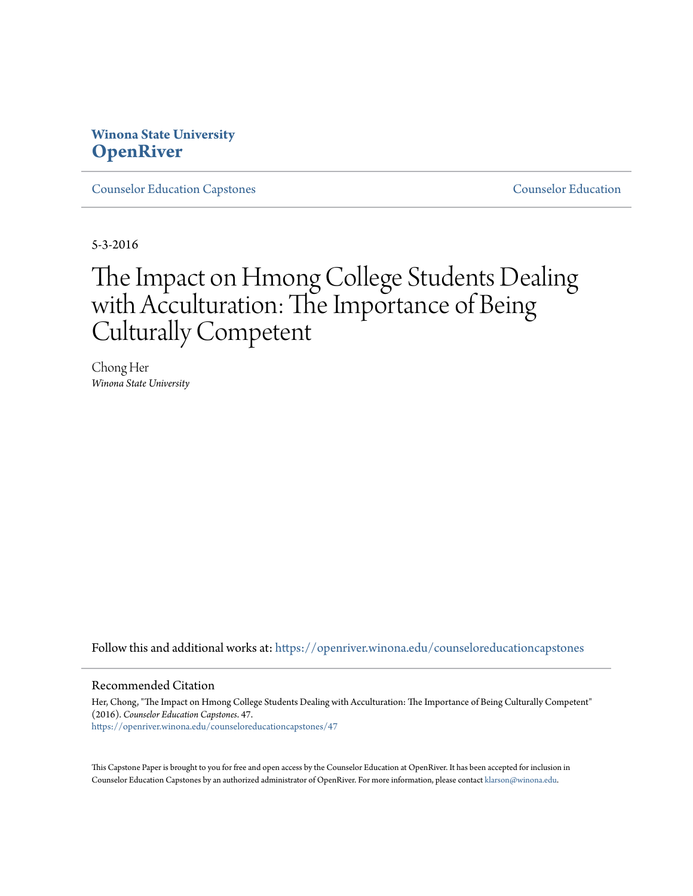**Winona State University**
**OpenRiver**

Counselor Education Capstones | Counselor Education

5-3-2016

# The Impact on Hmong College Students Dealing with Acculturation: The Importance of Being Culturally Competent

Chong Her
*Winona State University*

Follow this and additional works at: https://openriver.winona.edu/counseloreducationcapstones

## Recommended Citation

Her, Chong, "The Impact on Hmong College Students Dealing with Acculturation: The Importance of Being Culturally Competent" (2016). *Counselor Education Capstones*. 47.
https://openriver.winona.edu/counseloreducationcapstones/47

This Capstone Paper is brought to you for free and open access by the Counselor Education at OpenRiver. It has been accepted for inclusion in Counselor Education Capstones by an authorized administrator of OpenRiver. For more information, please contact klarson@winona.edu.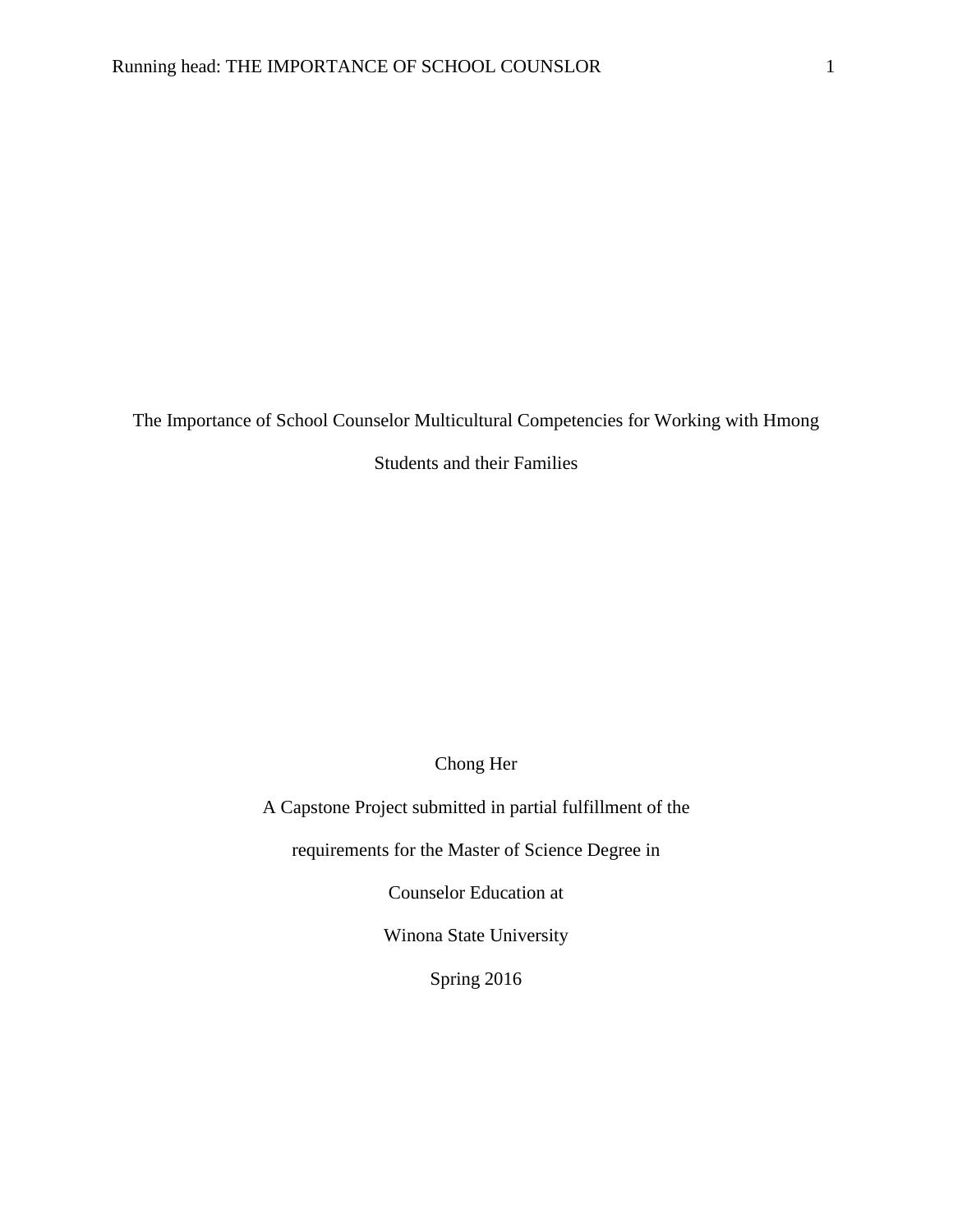# The Importance of School Counselor Multicultural Competencies for Working with Hmong Students and their Families

Chong Her

A Capstone Project submitted in partial fulfillment of the

requirements for the Master of Science Degree in

Counselor Education at

Winona State University

Spring 2016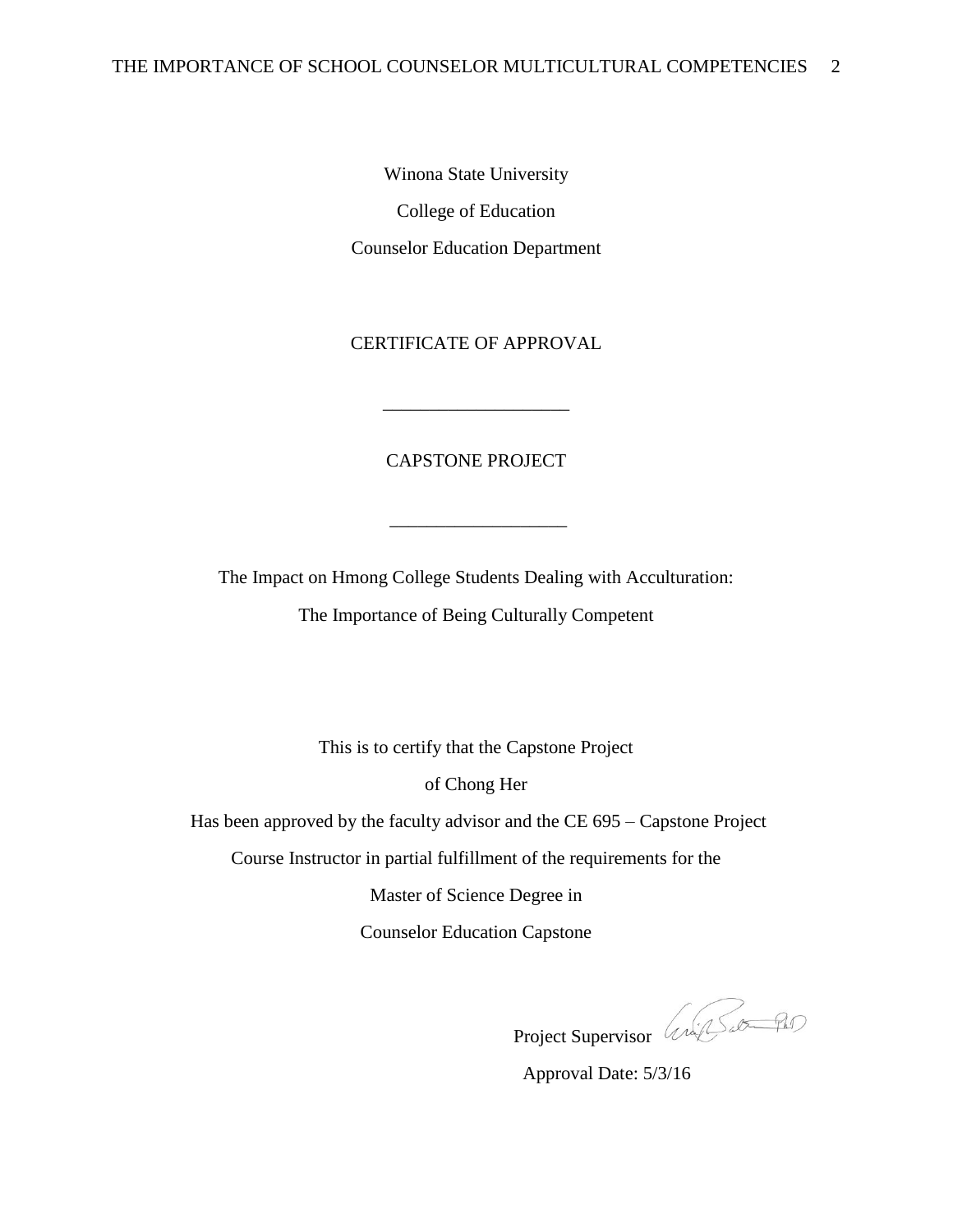Winona State University

College of Education

Counselor Education Department

CERTIFICATE OF APPROVAL

___________________

CAPSTONE PROJECT

___________________

The Impact on Hmong College Students Dealing with Acculturation:

The Importance of Being Culturally Competent

This is to certify that the Capstone Project

of Chong Her

Has been approved by the faculty advisor and the CE 695 – Capstone Project

Course Instructor in partial fulfillment of the requirements for the

Master of Science Degree in

Counselor Education Capstone

Project Supervisor

Approval Date: 5/3/16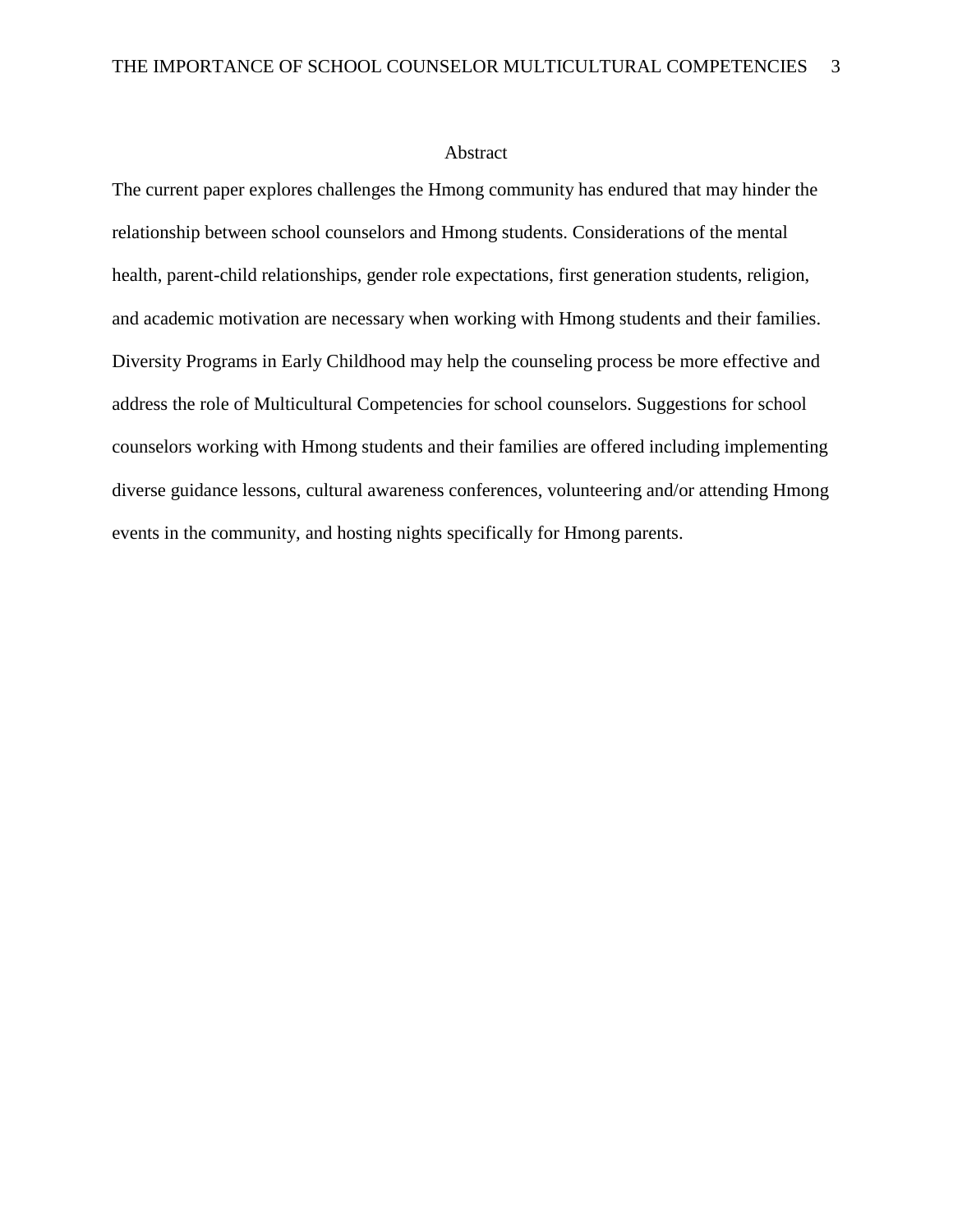# Abstract

The current paper explores challenges the Hmong community has endured that may hinder the relationship between school counselors and Hmong students. Considerations of the mental health, parent-child relationships, gender role expectations, first generation students, religion, and academic motivation are necessary when working with Hmong students and their families. Diversity Programs in Early Childhood may help the counseling process be more effective and address the role of Multicultural Competencies for school counselors. Suggestions for school counselors working with Hmong students and their families are offered including implementing diverse guidance lessons, cultural awareness conferences, volunteering and/or attending Hmong events in the community, and hosting nights specifically for Hmong parents.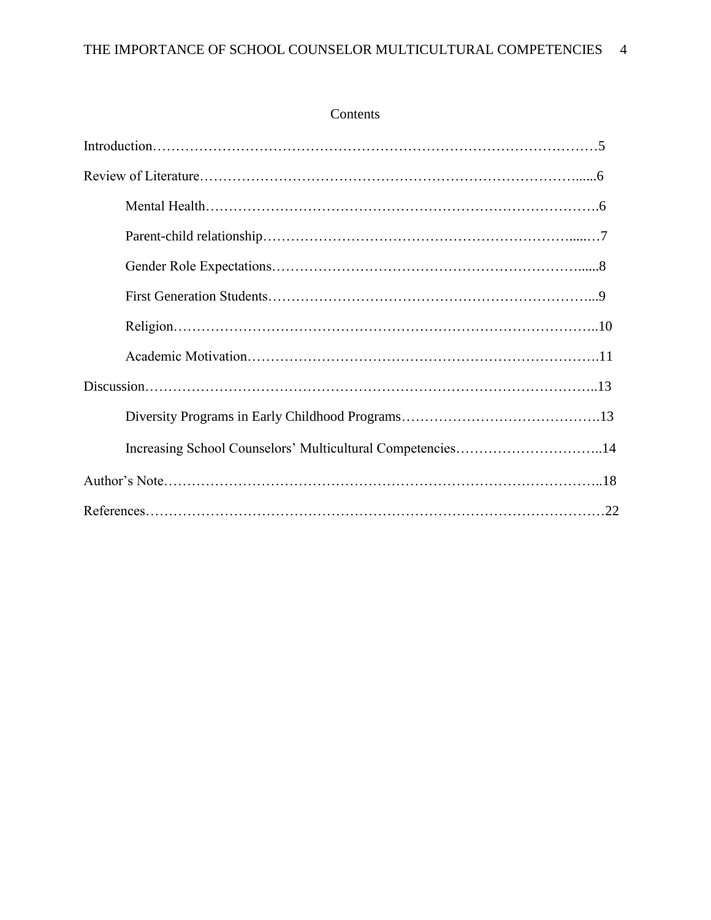# Contents

Introduction……………………………………………………………………………………5

Review of Literature…………………………………………………………………….....6

- Mental Health……………………………………………………………………….6
- Parent-child relationship……………………………………………………….....…7
- Gender Role Expectations………………………………………………………......8
- First Generation Students…………………………………………………………...9
- Religion……………………………………………………………………………..10
- Academic Motivation……………………………………………………………….11

Discussion……………………………………………………………………………………..13

- Diversity Programs in Early Childhood Programs…………………………………….13
- Increasing School Counselors' Multicultural Competencies…………………………..14

Author's Note…………………………………………………………………………………..18

References………………………………………………………………………………………22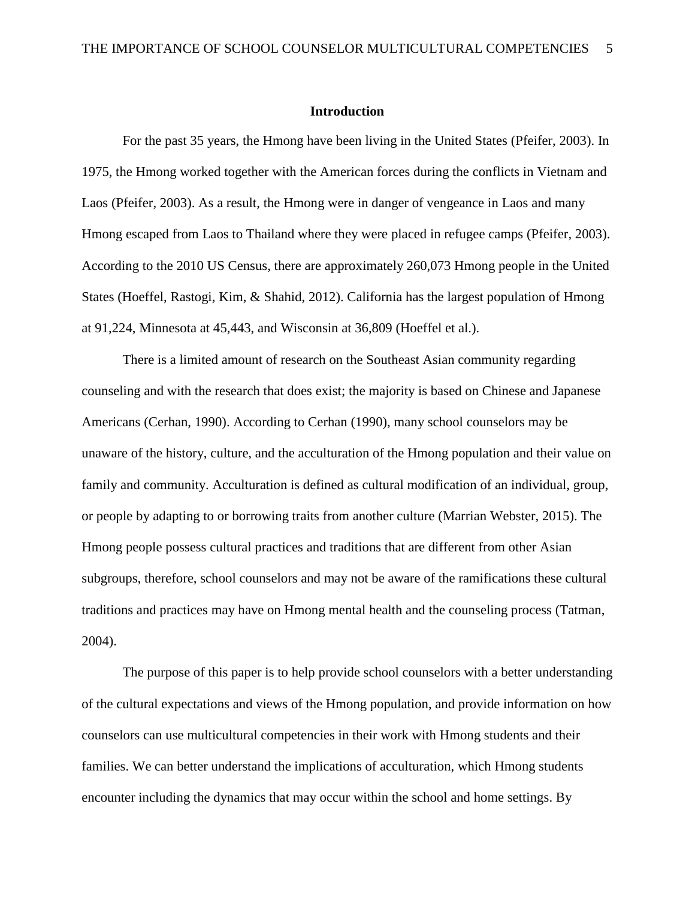## Introduction

For the past 35 years, the Hmong have been living in the United States (Pfeifer, 2003). In 1975, the Hmong worked together with the American forces during the conflicts in Vietnam and Laos (Pfeifer, 2003). As a result, the Hmong were in danger of vengeance in Laos and many Hmong escaped from Laos to Thailand where they were placed in refugee camps (Pfeifer, 2003). According to the 2010 US Census, there are approximately 260,073 Hmong people in the United States (Hoeffel, Rastogi, Kim, & Shahid, 2012). California has the largest population of Hmong at 91,224, Minnesota at 45,443, and Wisconsin at 36,809 (Hoeffel et al.).

There is a limited amount of research on the Southeast Asian community regarding counseling and with the research that does exist; the majority is based on Chinese and Japanese Americans (Cerhan, 1990). According to Cerhan (1990), many school counselors may be unaware of the history, culture, and the acculturation of the Hmong population and their value on family and community. Acculturation is defined as cultural modification of an individual, group, or people by adapting to or borrowing traits from another culture (Marrian Webster, 2015). The Hmong people possess cultural practices and traditions that are different from other Asian subgroups, therefore, school counselors and may not be aware of the ramifications these cultural traditions and practices may have on Hmong mental health and the counseling process (Tatman, 2004).

The purpose of this paper is to help provide school counselors with a better understanding of the cultural expectations and views of the Hmong population, and provide information on how counselors can use multicultural competencies in their work with Hmong students and their families. We can better understand the implications of acculturation, which Hmong students encounter including the dynamics that may occur within the school and home settings. By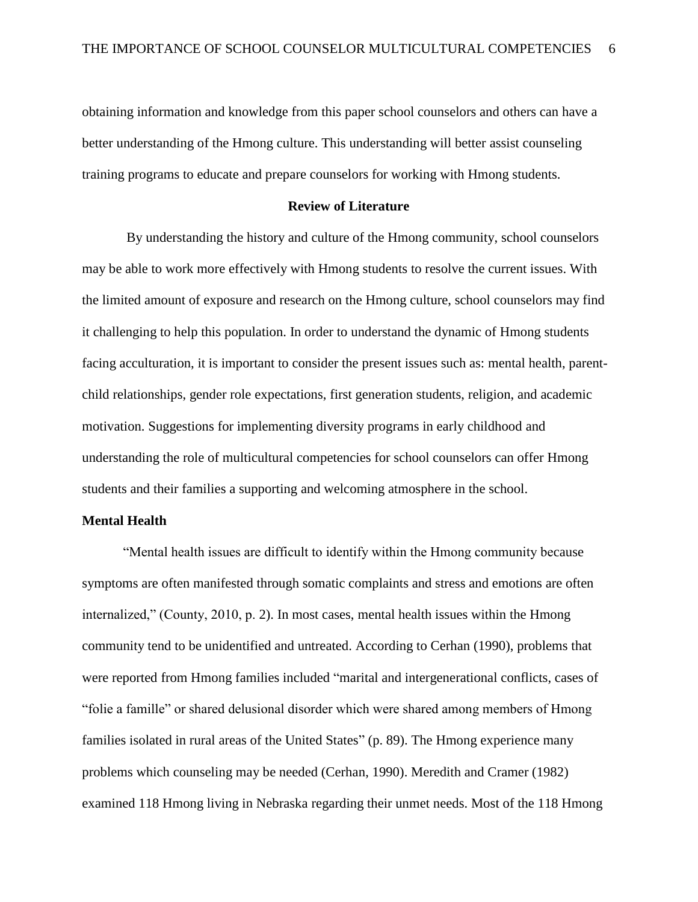obtaining information and knowledge from this paper school counselors and others can have a better understanding of the Hmong culture. This understanding will better assist counseling training programs to educate and prepare counselors for working with Hmong students.

## Review of Literature

By understanding the history and culture of the Hmong community, school counselors may be able to work more effectively with Hmong students to resolve the current issues. With the limited amount of exposure and research on the Hmong culture, school counselors may find it challenging to help this population. In order to understand the dynamic of Hmong students facing acculturation, it is important to consider the present issues such as: mental health, parent-child relationships, gender role expectations, first generation students, religion, and academic motivation. Suggestions for implementing diversity programs in early childhood and understanding the role of multicultural competencies for school counselors can offer Hmong students and their families a supporting and welcoming atmosphere in the school.

### Mental Health

"Mental health issues are difficult to identify within the Hmong community because symptoms are often manifested through somatic complaints and stress and emotions are often internalized," (County, 2010, p. 2). In most cases, mental health issues within the Hmong community tend to be unidentified and untreated. According to Cerhan (1990), problems that were reported from Hmong families included "marital and intergenerational conflicts, cases of "folie a famille" or shared delusional disorder which were shared among members of Hmong families isolated in rural areas of the United States" (p. 89). The Hmong experience many problems which counseling may be needed (Cerhan, 1990). Meredith and Cramer (1982) examined 118 Hmong living in Nebraska regarding their unmet needs. Most of the 118 Hmong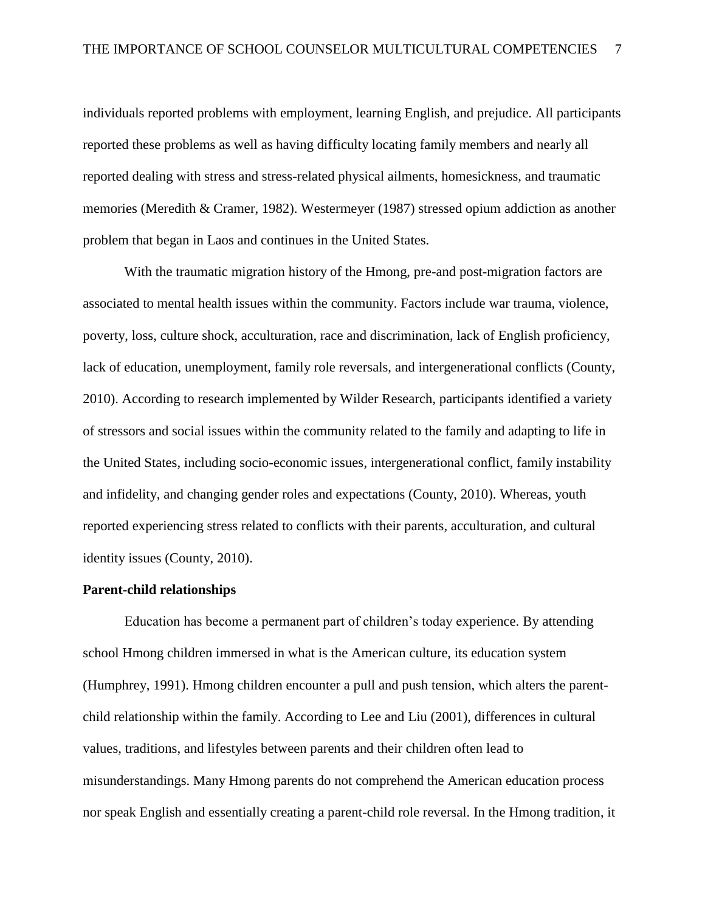individuals reported problems with employment, learning English, and prejudice. All participants reported these problems as well as having difficulty locating family members and nearly all reported dealing with stress and stress-related physical ailments, homesickness, and traumatic memories (Meredith & Cramer, 1982). Westermeyer (1987) stressed opium addiction as another problem that began in Laos and continues in the United States.

With the traumatic migration history of the Hmong, pre-and post-migration factors are associated to mental health issues within the community. Factors include war trauma, violence, poverty, loss, culture shock, acculturation, race and discrimination, lack of English proficiency, lack of education, unemployment, family role reversals, and intergenerational conflicts (County, 2010). According to research implemented by Wilder Research, participants identified a variety of stressors and social issues within the community related to the family and adapting to life in the United States, including socio-economic issues, intergenerational conflict, family instability and infidelity, and changing gender roles and expectations (County, 2010). Whereas, youth reported experiencing stress related to conflicts with their parents, acculturation, and cultural identity issues (County, 2010).

**Parent-child relationships**

Education has become a permanent part of children's today experience. By attending school Hmong children immersed in what is the American culture, its education system (Humphrey, 1991). Hmong children encounter a pull and push tension, which alters the parent-child relationship within the family. According to Lee and Liu (2001), differences in cultural values, traditions, and lifestyles between parents and their children often lead to misunderstandings. Many Hmong parents do not comprehend the American education process nor speak English and essentially creating a parent-child role reversal. In the Hmong tradition, it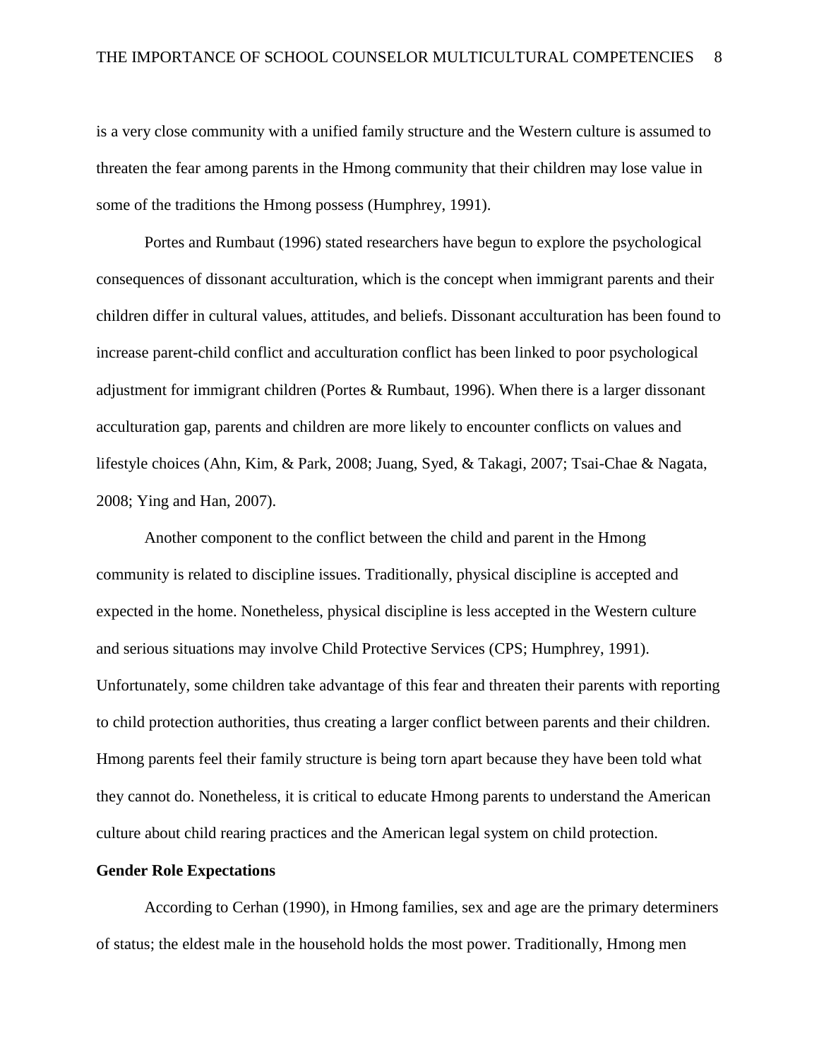is a very close community with a unified family structure and the Western culture is assumed to threaten the fear among parents in the Hmong community that their children may lose value in some of the traditions the Hmong possess (Humphrey, 1991).

Portes and Rumbaut (1996) stated researchers have begun to explore the psychological consequences of dissonant acculturation, which is the concept when immigrant parents and their children differ in cultural values, attitudes, and beliefs. Dissonant acculturation has been found to increase parent-child conflict and acculturation conflict has been linked to poor psychological adjustment for immigrant children (Portes & Rumbaut, 1996). When there is a larger dissonant acculturation gap, parents and children are more likely to encounter conflicts on values and lifestyle choices (Ahn, Kim, & Park, 2008; Juang, Syed, & Takagi, 2007; Tsai-Chae & Nagata, 2008; Ying and Han, 2007).

Another component to the conflict between the child and parent in the Hmong community is related to discipline issues. Traditionally, physical discipline is accepted and expected in the home. Nonetheless, physical discipline is less accepted in the Western culture and serious situations may involve Child Protective Services (CPS; Humphrey, 1991). Unfortunately, some children take advantage of this fear and threaten their parents with reporting to child protection authorities, thus creating a larger conflict between parents and their children. Hmong parents feel their family structure is being torn apart because they have been told what they cannot do. Nonetheless, it is critical to educate Hmong parents to understand the American culture about child rearing practices and the American legal system on child protection.

**Gender Role Expectations**

According to Cerhan (1990), in Hmong families, sex and age are the primary determiners of status; the eldest male in the household holds the most power. Traditionally, Hmong men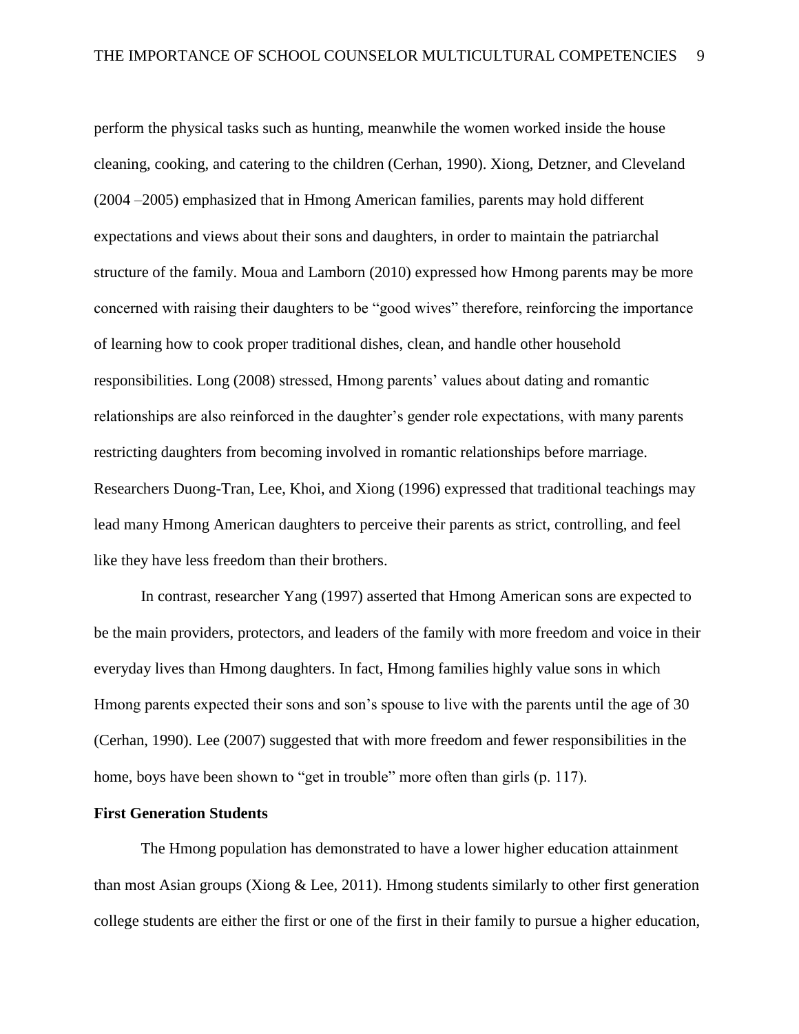perform the physical tasks such as hunting, meanwhile the women worked inside the house cleaning, cooking, and catering to the children (Cerhan, 1990). Xiong, Detzner, and Cleveland (2004 –2005) emphasized that in Hmong American families, parents may hold different expectations and views about their sons and daughters, in order to maintain the patriarchal structure of the family. Moua and Lamborn (2010) expressed how Hmong parents may be more concerned with raising their daughters to be "good wives" therefore, reinforcing the importance of learning how to cook proper traditional dishes, clean, and handle other household responsibilities. Long (2008) stressed, Hmong parents' values about dating and romantic relationships are also reinforced in the daughter's gender role expectations, with many parents restricting daughters from becoming involved in romantic relationships before marriage. Researchers Duong-Tran, Lee, Khoi, and Xiong (1996) expressed that traditional teachings may lead many Hmong American daughters to perceive their parents as strict, controlling, and feel like they have less freedom than their brothers.

In contrast, researcher Yang (1997) asserted that Hmong American sons are expected to be the main providers, protectors, and leaders of the family with more freedom and voice in their everyday lives than Hmong daughters. In fact, Hmong families highly value sons in which Hmong parents expected their sons and son's spouse to live with the parents until the age of 30 (Cerhan, 1990). Lee (2007) suggested that with more freedom and fewer responsibilities in the home, boys have been shown to "get in trouble" more often than girls (p. 117).

**First Generation Students**

The Hmong population has demonstrated to have a lower higher education attainment than most Asian groups (Xiong & Lee, 2011). Hmong students similarly to other first generation college students are either the first or one of the first in their family to pursue a higher education,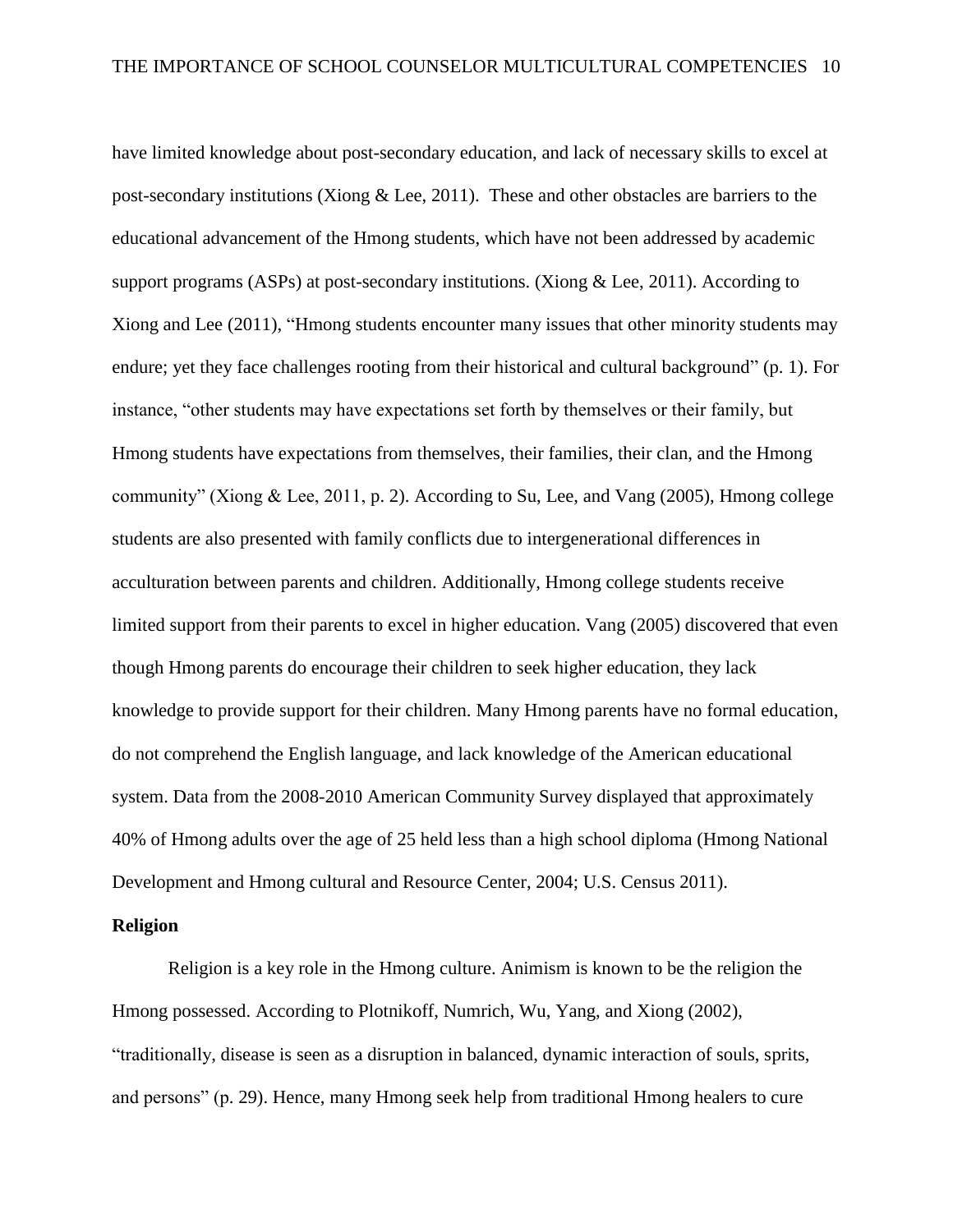have limited knowledge about post-secondary education, and lack of necessary skills to excel at post-secondary institutions (Xiong & Lee, 2011). These and other obstacles are barriers to the educational advancement of the Hmong students, which have not been addressed by academic support programs (ASPs) at post-secondary institutions. (Xiong & Lee, 2011). According to Xiong and Lee (2011), "Hmong students encounter many issues that other minority students may endure; yet they face challenges rooting from their historical and cultural background" (p. 1). For instance, "other students may have expectations set forth by themselves or their family, but Hmong students have expectations from themselves, their families, their clan, and the Hmong community" (Xiong & Lee, 2011, p. 2). According to Su, Lee, and Vang (2005), Hmong college students are also presented with family conflicts due to intergenerational differences in acculturation between parents and children. Additionally, Hmong college students receive limited support from their parents to excel in higher education. Vang (2005) discovered that even though Hmong parents do encourage their children to seek higher education, they lack knowledge to provide support for their children. Many Hmong parents have no formal education, do not comprehend the English language, and lack knowledge of the American educational system. Data from the 2008-2010 American Community Survey displayed that approximately 40% of Hmong adults over the age of 25 held less than a high school diploma (Hmong National Development and Hmong cultural and Resource Center, 2004; U.S. Census 2011).

**Religion**

Religion is a key role in the Hmong culture. Animism is known to be the religion the Hmong possessed. According to Plotnikoff, Numrich, Wu, Yang, and Xiong (2002), "traditionally, disease is seen as a disruption in balanced, dynamic interaction of souls, sprits, and persons" (p. 29). Hence, many Hmong seek help from traditional Hmong healers to cure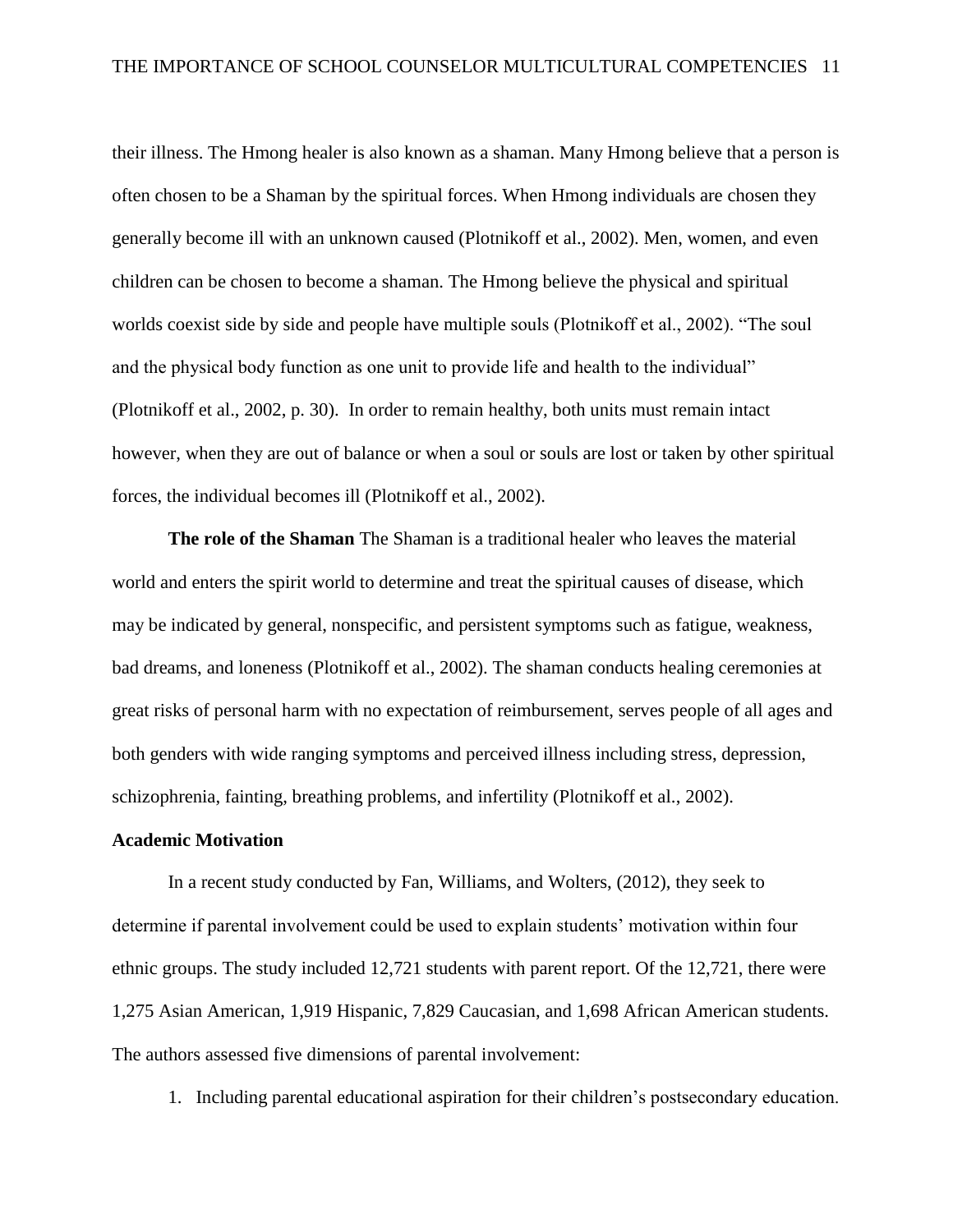their illness. The Hmong healer is also known as a shaman. Many Hmong believe that a person is often chosen to be a Shaman by the spiritual forces. When Hmong individuals are chosen they generally become ill with an unknown caused (Plotnikoff et al., 2002). Men, women, and even children can be chosen to become a shaman. The Hmong believe the physical and spiritual worlds coexist side by side and people have multiple souls (Plotnikoff et al., 2002). "The soul and the physical body function as one unit to provide life and health to the individual" (Plotnikoff et al., 2002, p. 30). In order to remain healthy, both units must remain intact however, when they are out of balance or when a soul or souls are lost or taken by other spiritual forces, the individual becomes ill (Plotnikoff et al., 2002).

**The role of the Shaman** The Shaman is a traditional healer who leaves the material world and enters the spirit world to determine and treat the spiritual causes of disease, which may be indicated by general, nonspecific, and persistent symptoms such as fatigue, weakness, bad dreams, and loneness (Plotnikoff et al., 2002). The shaman conducts healing ceremonies at great risks of personal harm with no expectation of reimbursement, serves people of all ages and both genders with wide ranging symptoms and perceived illness including stress, depression, schizophrenia, fainting, breathing problems, and infertility (Plotnikoff et al., 2002).

## Academic Motivation

In a recent study conducted by Fan, Williams, and Wolters, (2012), they seek to determine if parental involvement could be used to explain students' motivation within four ethnic groups. The study included 12,721 students with parent report. Of the 12,721, there were 1,275 Asian American, 1,919 Hispanic, 7,829 Caucasian, and 1,698 African American students. The authors assessed five dimensions of parental involvement:

1. Including parental educational aspiration for their children's postsecondary education.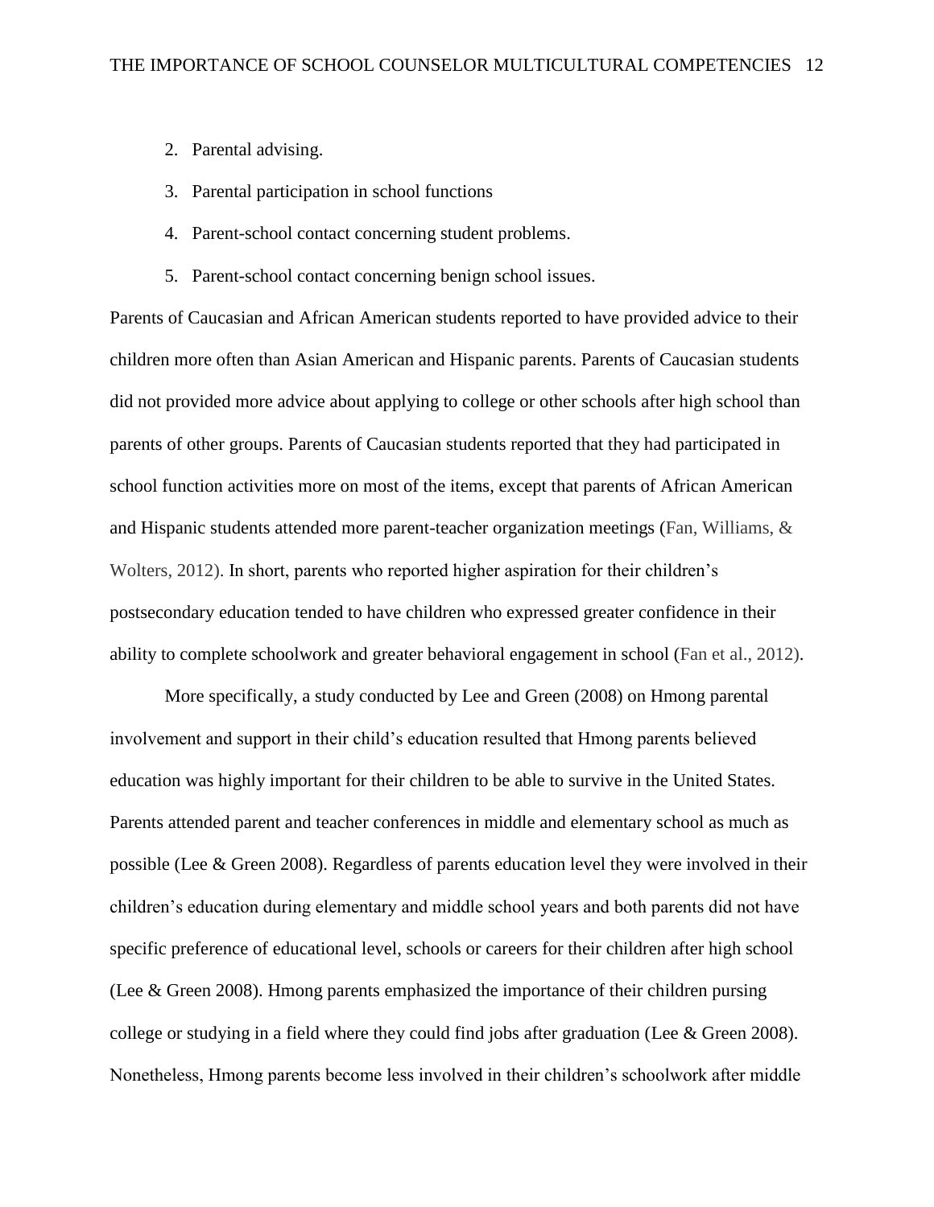2. Parental advising.
3. Parental participation in school functions
4. Parent-school contact concerning student problems.
5. Parent-school contact concerning benign school issues.

Parents of Caucasian and African American students reported to have provided advice to their children more often than Asian American and Hispanic parents. Parents of Caucasian students did not provided more advice about applying to college or other schools after high school than parents of other groups. Parents of Caucasian students reported that they had participated in school function activities more on most of the items, except that parents of African American and Hispanic students attended more parent-teacher organization meetings (Fan, Williams, & Wolters, 2012). In short, parents who reported higher aspiration for their children's postsecondary education tended to have children who expressed greater confidence in their ability to complete schoolwork and greater behavioral engagement in school (Fan et al., 2012).

More specifically, a study conducted by Lee and Green (2008) on Hmong parental involvement and support in their child's education resulted that Hmong parents believed education was highly important for their children to be able to survive in the United States. Parents attended parent and teacher conferences in middle and elementary school as much as possible (Lee & Green 2008). Regardless of parents education level they were involved in their children's education during elementary and middle school years and both parents did not have specific preference of educational level, schools or careers for their children after high school (Lee & Green 2008). Hmong parents emphasized the importance of their children pursing college or studying in a field where they could find jobs after graduation (Lee & Green 2008). Nonetheless, Hmong parents become less involved in their children's schoolwork after middle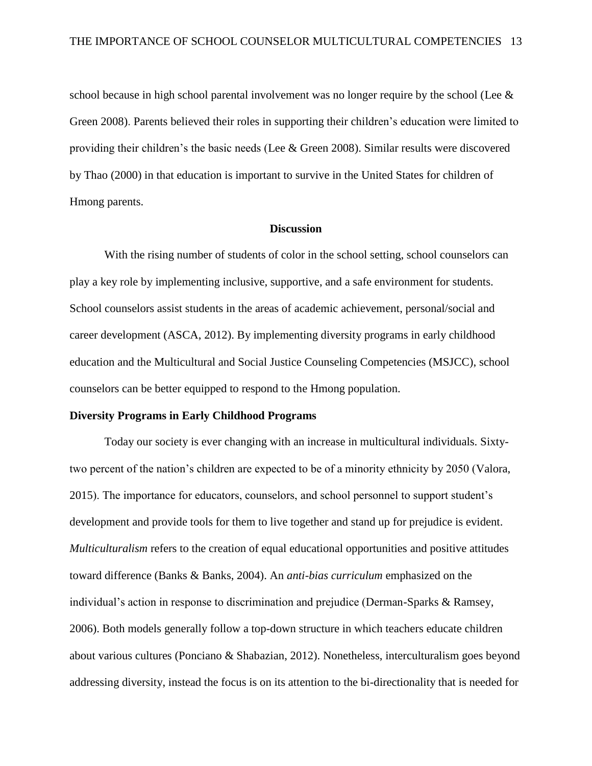school because in high school parental involvement was no longer require by the school (Lee & Green 2008). Parents believed their roles in supporting their children's education were limited to providing their children's the basic needs (Lee & Green 2008). Similar results were discovered by Thao (2000) in that education is important to survive in the United States for children of Hmong parents.

## Discussion

With the rising number of students of color in the school setting, school counselors can play a key role by implementing inclusive, supportive, and a safe environment for students. School counselors assist students in the areas of academic achievement, personal/social and career development (ASCA, 2012). By implementing diversity programs in early childhood education and the Multicultural and Social Justice Counseling Competencies (MSJCC), school counselors can be better equipped to respond to the Hmong population.

### Diversity Programs in Early Childhood Programs

Today our society is ever changing with an increase in multicultural individuals. Sixty-two percent of the nation's children are expected to be of a minority ethnicity by 2050 (Valora, 2015). The importance for educators, counselors, and school personnel to support student's development and provide tools for them to live together and stand up for prejudice is evident. *Multiculturalism* refers to the creation of equal educational opportunities and positive attitudes toward difference (Banks & Banks, 2004). An *anti-bias curriculum* emphasized on the individual's action in response to discrimination and prejudice (Derman-Sparks & Ramsey, 2006). Both models generally follow a top-down structure in which teachers educate children about various cultures (Ponciano & Shabazian, 2012). Nonetheless, interculturalism goes beyond addressing diversity, instead the focus is on its attention to the bi-directionality that is needed for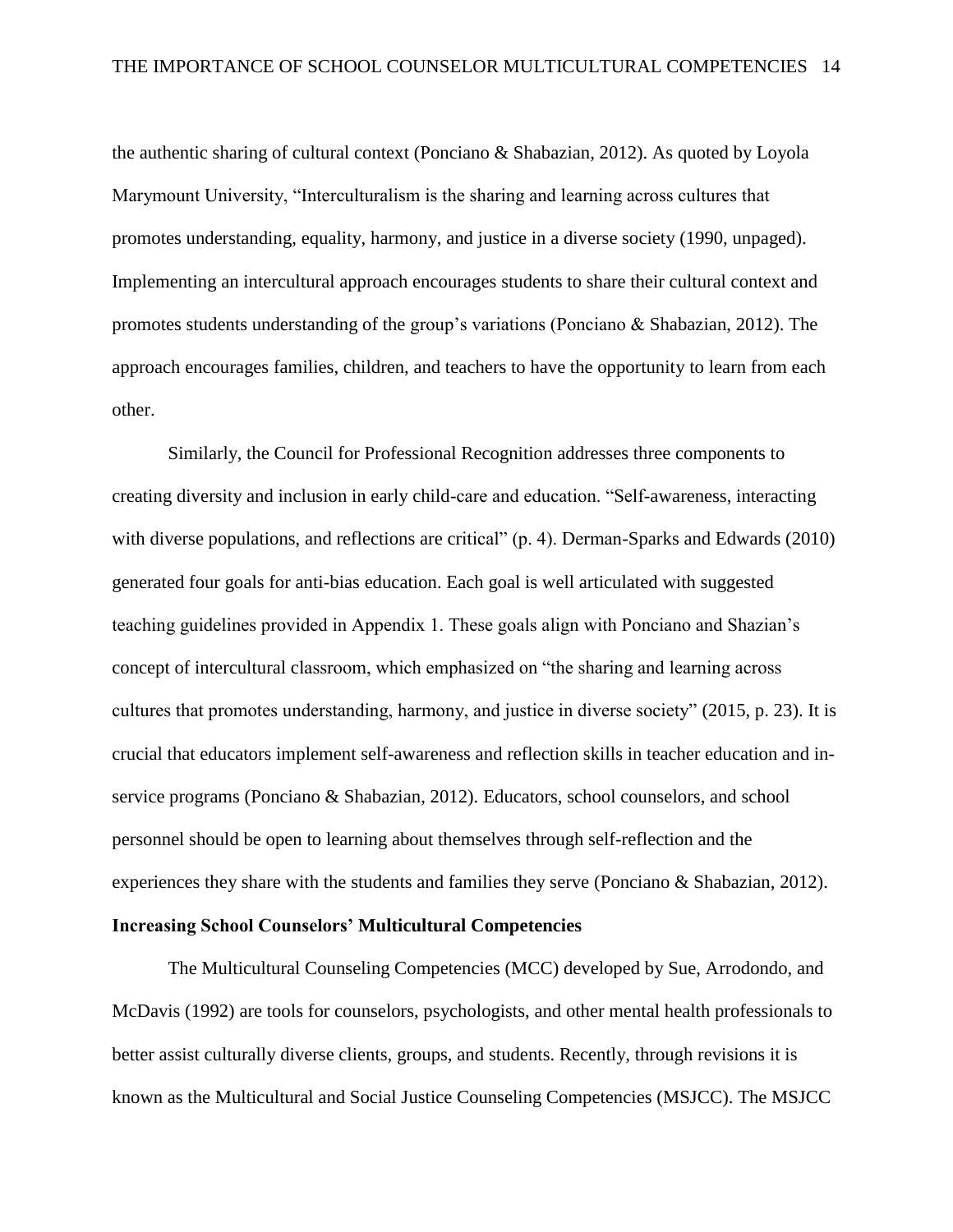the authentic sharing of cultural context (Ponciano & Shabazian, 2012). As quoted by Loyola Marymount University, "Interculturalism is the sharing and learning across cultures that promotes understanding, equality, harmony, and justice in a diverse society (1990, unpaged). Implementing an intercultural approach encourages students to share their cultural context and promotes students understanding of the group's variations (Ponciano & Shabazian, 2012). The approach encourages families, children, and teachers to have the opportunity to learn from each other.

Similarly, the Council for Professional Recognition addresses three components to creating diversity and inclusion in early child-care and education. "Self-awareness, interacting with diverse populations, and reflections are critical" (p. 4). Derman-Sparks and Edwards (2010) generated four goals for anti-bias education. Each goal is well articulated with suggested teaching guidelines provided in Appendix 1. These goals align with Ponciano and Shazian's concept of intercultural classroom, which emphasized on "the sharing and learning across cultures that promotes understanding, harmony, and justice in diverse society" (2015, p. 23). It is crucial that educators implement self-awareness and reflection skills in teacher education and in-service programs (Ponciano & Shabazian, 2012). Educators, school counselors, and school personnel should be open to learning about themselves through self-reflection and the experiences they share with the students and families they serve (Ponciano & Shabazian, 2012).

## Increasing School Counselors' Multicultural Competencies

The Multicultural Counseling Competencies (MCC) developed by Sue, Arrodondo, and McDavis (1992) are tools for counselors, psychologists, and other mental health professionals to better assist culturally diverse clients, groups, and students. Recently, through revisions it is known as the Multicultural and Social Justice Counseling Competencies (MSJCC). The MSJCC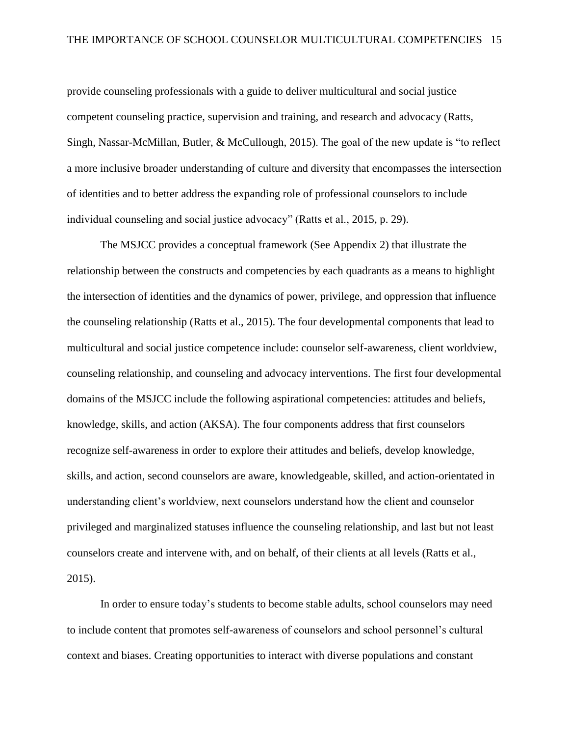provide counseling professionals with a guide to deliver multicultural and social justice competent counseling practice, supervision and training, and research and advocacy (Ratts, Singh, Nassar-McMillan, Butler, & McCullough, 2015). The goal of the new update is "to reflect a more inclusive broader understanding of culture and diversity that encompasses the intersection of identities and to better address the expanding role of professional counselors to include individual counseling and social justice advocacy" (Ratts et al., 2015, p. 29).

The MSJCC provides a conceptual framework (See Appendix 2) that illustrate the relationship between the constructs and competencies by each quadrants as a means to highlight the intersection of identities and the dynamics of power, privilege, and oppression that influence the counseling relationship (Ratts et al., 2015). The four developmental components that lead to multicultural and social justice competence include: counselor self-awareness, client worldview, counseling relationship, and counseling and advocacy interventions. The first four developmental domains of the MSJCC include the following aspirational competencies: attitudes and beliefs, knowledge, skills, and action (AKSA). The four components address that first counselors recognize self-awareness in order to explore their attitudes and beliefs, develop knowledge, skills, and action, second counselors are aware, knowledgeable, skilled, and action-orientated in understanding client's worldview, next counselors understand how the client and counselor privileged and marginalized statuses influence the counseling relationship, and last but not least counselors create and intervene with, and on behalf, of their clients at all levels (Ratts et al., 2015).

In order to ensure today's students to become stable adults, school counselors may need to include content that promotes self-awareness of counselors and school personnel's cultural context and biases. Creating opportunities to interact with diverse populations and constant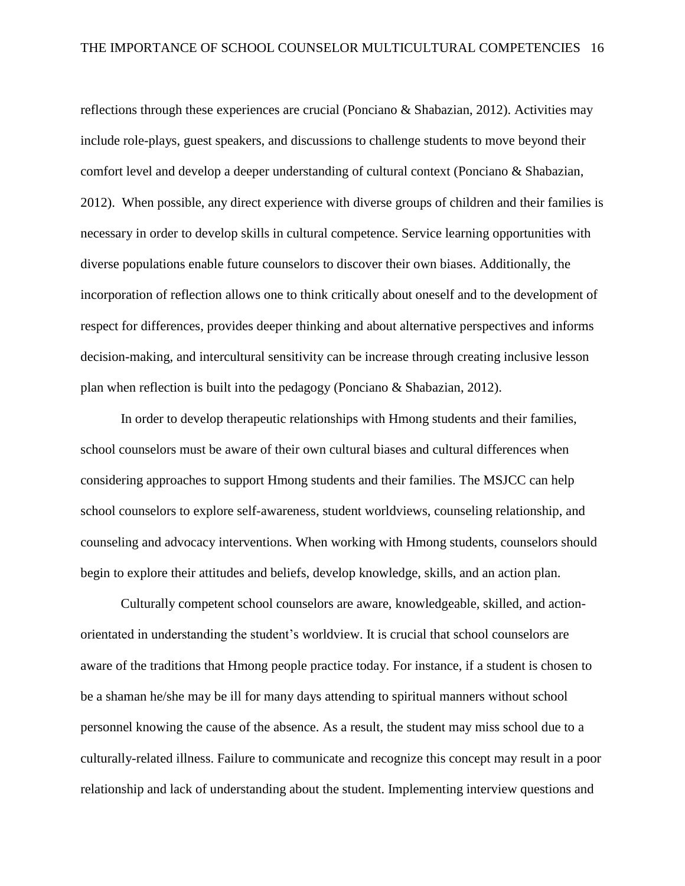reflections through these experiences are crucial (Ponciano & Shabazian, 2012). Activities may include role-plays, guest speakers, and discussions to challenge students to move beyond their comfort level and develop a deeper understanding of cultural context (Ponciano & Shabazian, 2012). When possible, any direct experience with diverse groups of children and their families is necessary in order to develop skills in cultural competence. Service learning opportunities with diverse populations enable future counselors to discover their own biases. Additionally, the incorporation of reflection allows one to think critically about oneself and to the development of respect for differences, provides deeper thinking and about alternative perspectives and informs decision-making, and intercultural sensitivity can be increase through creating inclusive lesson plan when reflection is built into the pedagogy (Ponciano & Shabazian, 2012).

In order to develop therapeutic relationships with Hmong students and their families, school counselors must be aware of their own cultural biases and cultural differences when considering approaches to support Hmong students and their families. The MSJCC can help school counselors to explore self-awareness, student worldviews, counseling relationship, and counseling and advocacy interventions. When working with Hmong students, counselors should begin to explore their attitudes and beliefs, develop knowledge, skills, and an action plan.

Culturally competent school counselors are aware, knowledgeable, skilled, and action-orientated in understanding the student's worldview. It is crucial that school counselors are aware of the traditions that Hmong people practice today. For instance, if a student is chosen to be a shaman he/she may be ill for many days attending to spiritual manners without school personnel knowing the cause of the absence. As a result, the student may miss school due to a culturally-related illness. Failure to communicate and recognize this concept may result in a poor relationship and lack of understanding about the student. Implementing interview questions and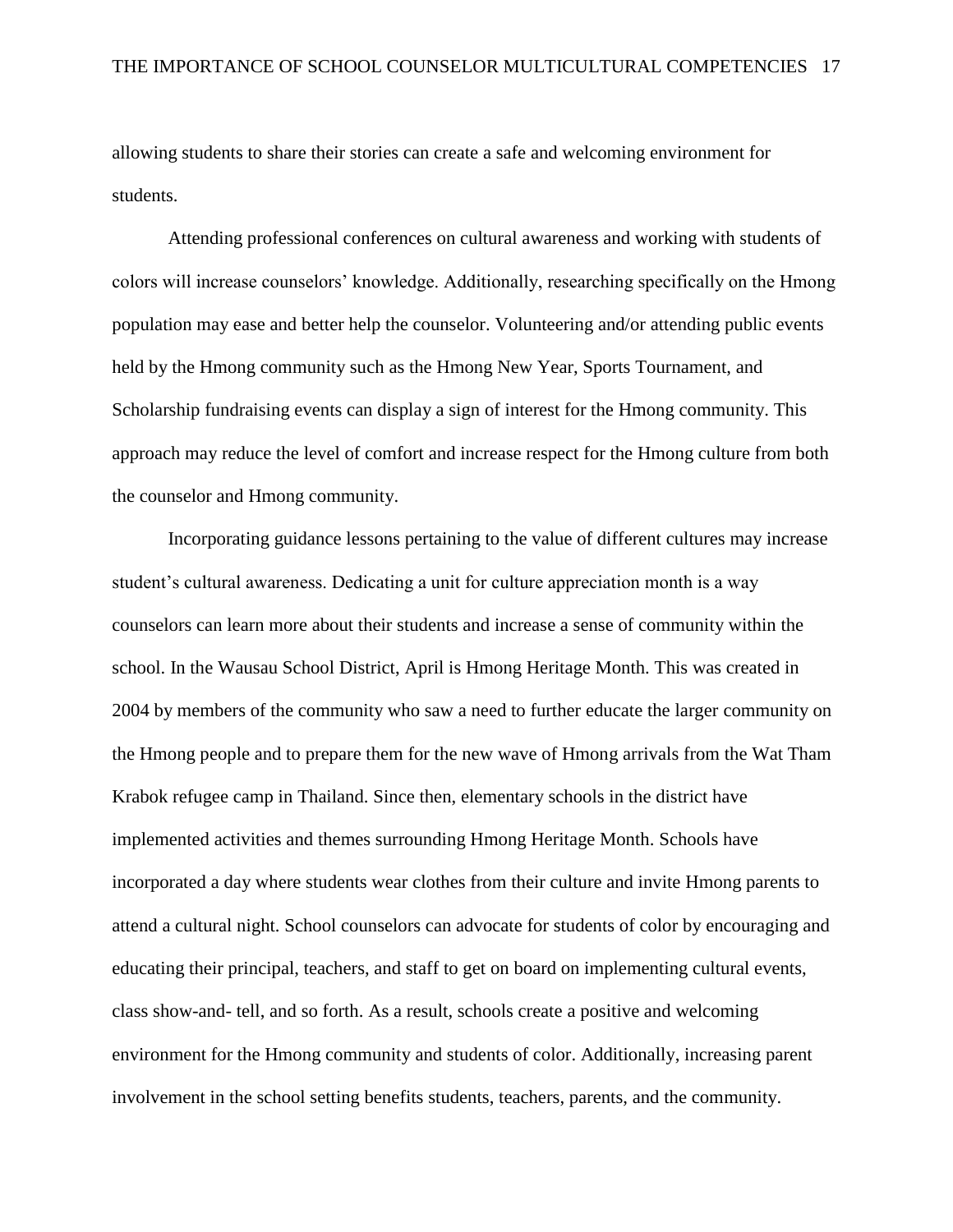allowing students to share their stories can create a safe and welcoming environment for students.

Attending professional conferences on cultural awareness and working with students of colors will increase counselors' knowledge. Additionally, researching specifically on the Hmong population may ease and better help the counselor. Volunteering and/or attending public events held by the Hmong community such as the Hmong New Year, Sports Tournament, and Scholarship fundraising events can display a sign of interest for the Hmong community. This approach may reduce the level of comfort and increase respect for the Hmong culture from both the counselor and Hmong community.

Incorporating guidance lessons pertaining to the value of different cultures may increase student's cultural awareness. Dedicating a unit for culture appreciation month is a way counselors can learn more about their students and increase a sense of community within the school. In the Wausau School District, April is Hmong Heritage Month. This was created in 2004 by members of the community who saw a need to further educate the larger community on the Hmong people and to prepare them for the new wave of Hmong arrivals from the Wat Tham Krabok refugee camp in Thailand. Since then, elementary schools in the district have implemented activities and themes surrounding Hmong Heritage Month. Schools have incorporated a day where students wear clothes from their culture and invite Hmong parents to attend a cultural night. School counselors can advocate for students of color by encouraging and educating their principal, teachers, and staff to get on board on implementing cultural events, class show-and- tell, and so forth. As a result, schools create a positive and welcoming environment for the Hmong community and students of color. Additionally, increasing parent involvement in the school setting benefits students, teachers, parents, and the community.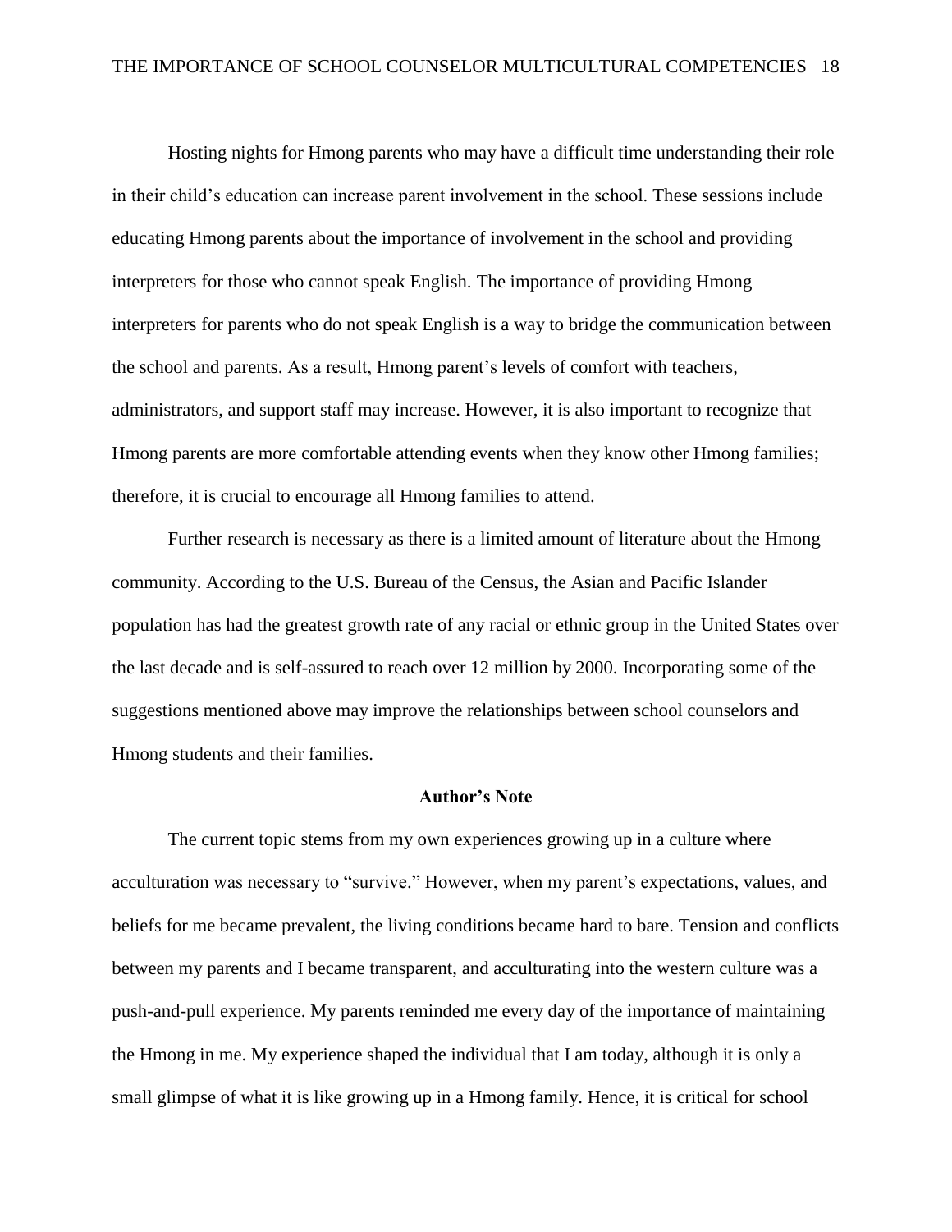Hosting nights for Hmong parents who may have a difficult time understanding their role in their child's education can increase parent involvement in the school. These sessions include educating Hmong parents about the importance of involvement in the school and providing interpreters for those who cannot speak English. The importance of providing Hmong interpreters for parents who do not speak English is a way to bridge the communication between the school and parents. As a result, Hmong parent's levels of comfort with teachers, administrators, and support staff may increase. However, it is also important to recognize that Hmong parents are more comfortable attending events when they know other Hmong families; therefore, it is crucial to encourage all Hmong families to attend.

Further research is necessary as there is a limited amount of literature about the Hmong community. According to the U.S. Bureau of the Census, the Asian and Pacific Islander population has had the greatest growth rate of any racial or ethnic group in the United States over the last decade and is self-assured to reach over 12 million by 2000. Incorporating some of the suggestions mentioned above may improve the relationships between school counselors and Hmong students and their families.

## Author's Note

The current topic stems from my own experiences growing up in a culture where acculturation was necessary to "survive." However, when my parent's expectations, values, and beliefs for me became prevalent, the living conditions became hard to bare. Tension and conflicts between my parents and I became transparent, and acculturating into the western culture was a push-and-pull experience. My parents reminded me every day of the importance of maintaining the Hmong in me. My experience shaped the individual that I am today, although it is only a small glimpse of what it is like growing up in a Hmong family. Hence, it is critical for school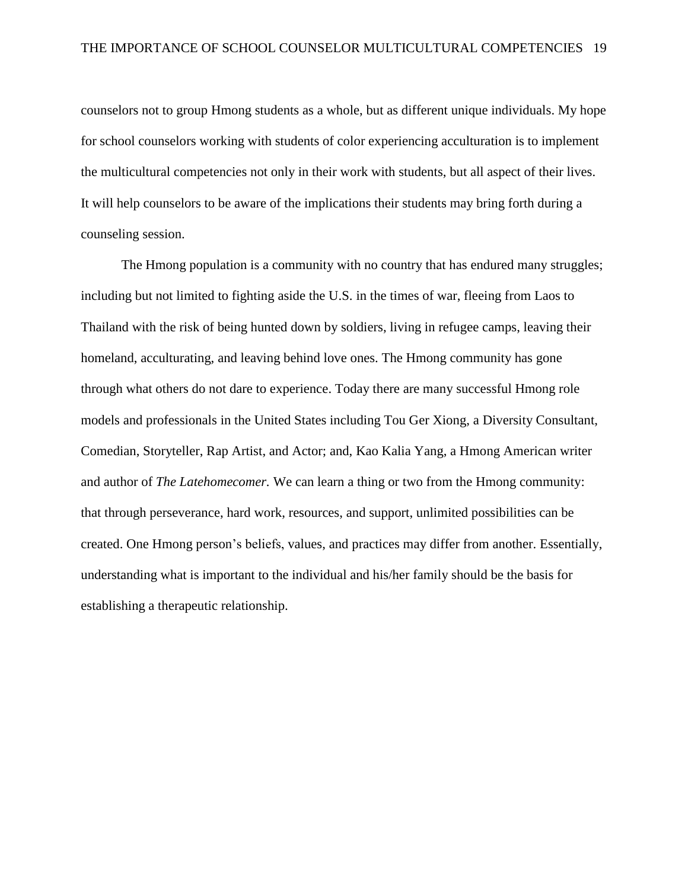counselors not to group Hmong students as a whole, but as different unique individuals. My hope for school counselors working with students of color experiencing acculturation is to implement the multicultural competencies not only in their work with students, but all aspect of their lives. It will help counselors to be aware of the implications their students may bring forth during a counseling session.

The Hmong population is a community with no country that has endured many struggles; including but not limited to fighting aside the U.S. in the times of war, fleeing from Laos to Thailand with the risk of being hunted down by soldiers, living in refugee camps, leaving their homeland, acculturating, and leaving behind love ones. The Hmong community has gone through what others do not dare to experience. Today there are many successful Hmong role models and professionals in the United States including Tou Ger Xiong, a Diversity Consultant, Comedian, Storyteller, Rap Artist, and Actor; and, Kao Kalia Yang, a Hmong American writer and author of *The Latehomecomer.* We can learn a thing or two from the Hmong community: that through perseverance, hard work, resources, and support, unlimited possibilities can be created. One Hmong person's beliefs, values, and practices may differ from another. Essentially, understanding what is important to the individual and his/her family should be the basis for establishing a therapeutic relationship.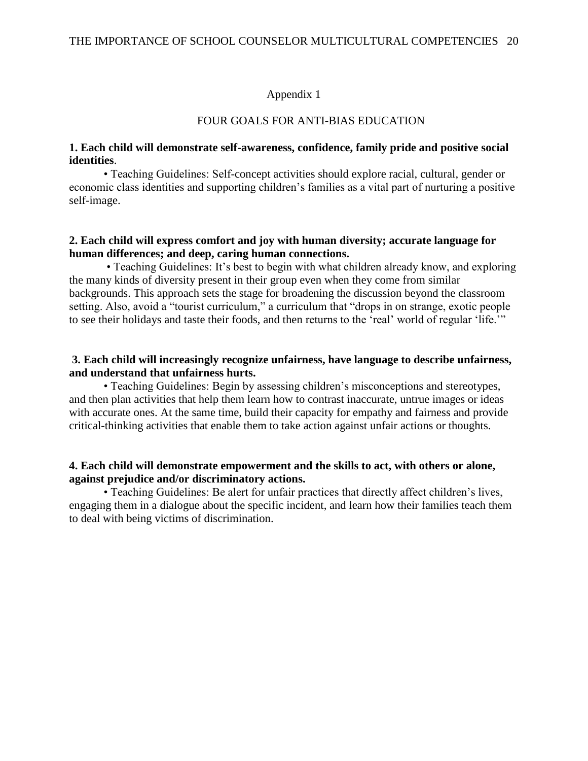## Appendix 1

## FOUR GOALS FOR ANTI-BIAS EDUCATION

**1. Each child will demonstrate self-awareness, confidence, family pride and positive social identities**.

• Teaching Guidelines: Self-concept activities should explore racial, cultural, gender or economic class identities and supporting children's families as a vital part of nurturing a positive self-image.

**2. Each child will express comfort and joy with human diversity; accurate language for human differences; and deep, caring human connections.**

• Teaching Guidelines: It's best to begin with what children already know, and exploring the many kinds of diversity present in their group even when they come from similar backgrounds. This approach sets the stage for broadening the discussion beyond the classroom setting. Also, avoid a "tourist curriculum," a curriculum that "drops in on strange, exotic people to see their holidays and taste their foods, and then returns to the 'real' world of regular 'life.'"

**3. Each child will increasingly recognize unfairness, have language to describe unfairness, and understand that unfairness hurts.**

• Teaching Guidelines: Begin by assessing children's misconceptions and stereotypes, and then plan activities that help them learn how to contrast inaccurate, untrue images or ideas with accurate ones. At the same time, build their capacity for empathy and fairness and provide critical-thinking activities that enable them to take action against unfair actions or thoughts.

**4. Each child will demonstrate empowerment and the skills to act, with others or alone, against prejudice and/or discriminatory actions.**

• Teaching Guidelines: Be alert for unfair practices that directly affect children's lives, engaging them in a dialogue about the specific incident, and learn how their families teach them to deal with being victims of discrimination.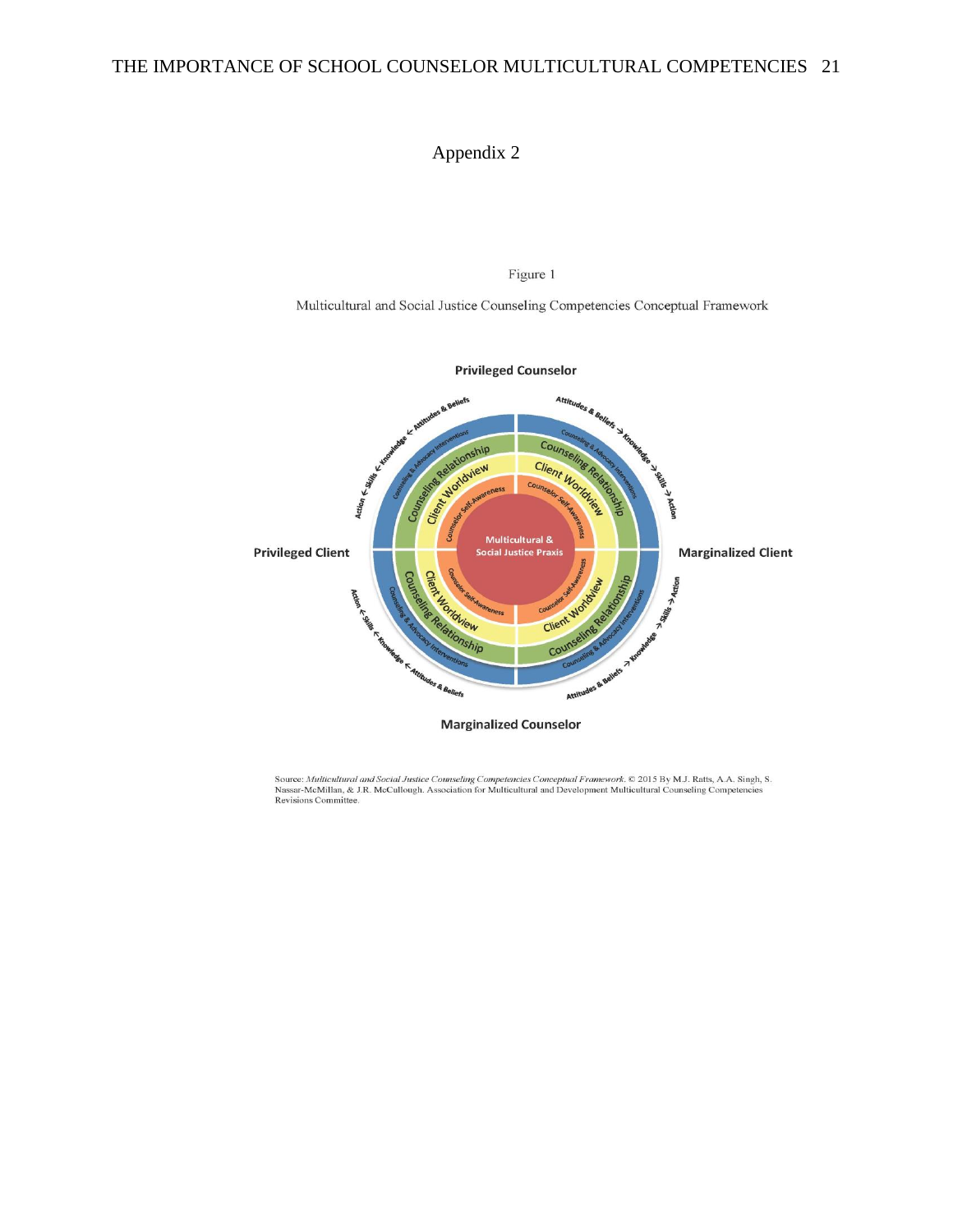# Appendix 2

Figure 1

Multicultural and Social Justice Counseling Competencies Conceptual Framework

Privileged Counselor

Privileged Client

Marginalized Client

Marginalized Counselor

Multicultural & Social Justice Praxis

Counselor Self-Awareness

Client Worldview

Counseling Relationship

Counseling & Advocacy Interventions

Attitudes & Beliefs → Knowledge → Skills → Action

Source: *Multicultural and Social Justice Counseling Competencies Conceptual Framework*. © 2015 By M.J. Ratts, A.A. Singh, S. Nassar-McMillan, & J.R. McCullough. Association for Multicultural and Development Multicultural Counseling Competencies Revisions Committee.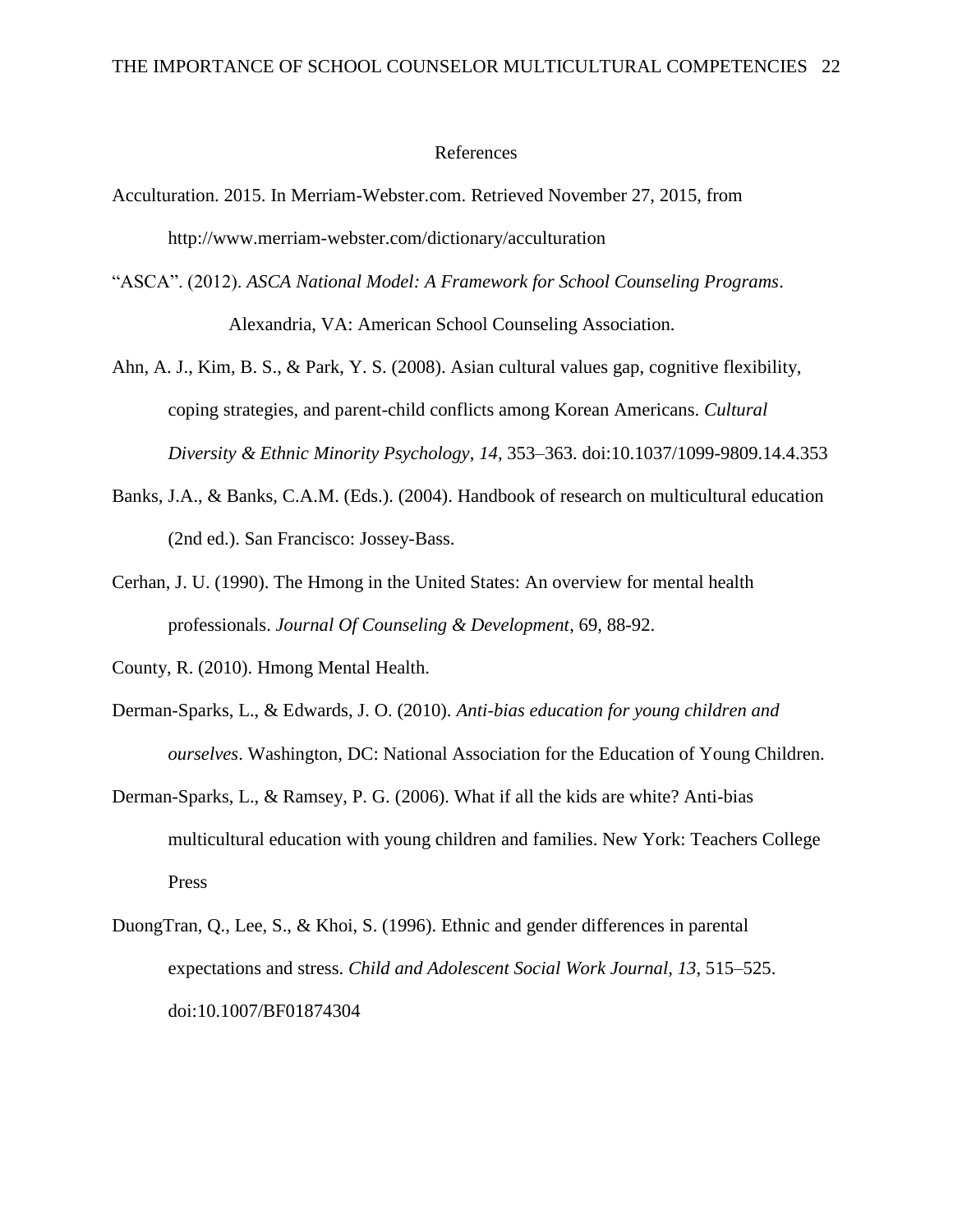# References

Acculturation. 2015. In Merriam-Webster.com. Retrieved November 27, 2015, from http://www.merriam-webster.com/dictionary/acculturation

"ASCA". (2012). *ASCA National Model: A Framework for School Counseling Programs*. Alexandria, VA: American School Counseling Association.

Ahn, A. J., Kim, B. S., & Park, Y. S. (2008). Asian cultural values gap, cognitive flexibility, coping strategies, and parent-child conflicts among Korean Americans. *Cultural Diversity & Ethnic Minority Psychology*, *14*, 353–363. doi:10.1037/1099-9809.14.4.353

Banks, J.A., & Banks, C.A.M. (Eds.). (2004). Handbook of research on multicultural education (2nd ed.). San Francisco: Jossey-Bass.

Cerhan, J. U. (1990). The Hmong in the United States: An overview for mental health professionals. *Journal Of Counseling & Development*, 69, 88-92.

County, R. (2010). Hmong Mental Health.

Derman-Sparks, L., & Edwards, J. O. (2010). *Anti-bias education for young children and ourselves*. Washington, DC: National Association for the Education of Young Children.

Derman-Sparks, L., & Ramsey, P. G. (2006). What if all the kids are white? Anti-bias multicultural education with young children and families. New York: Teachers College Press

DuongTran, Q., Lee, S., & Khoi, S. (1996). Ethnic and gender differences in parental expectations and stress. *Child and Adolescent Social Work Journal, 13*, 515–525. doi:10.1007/BF01874304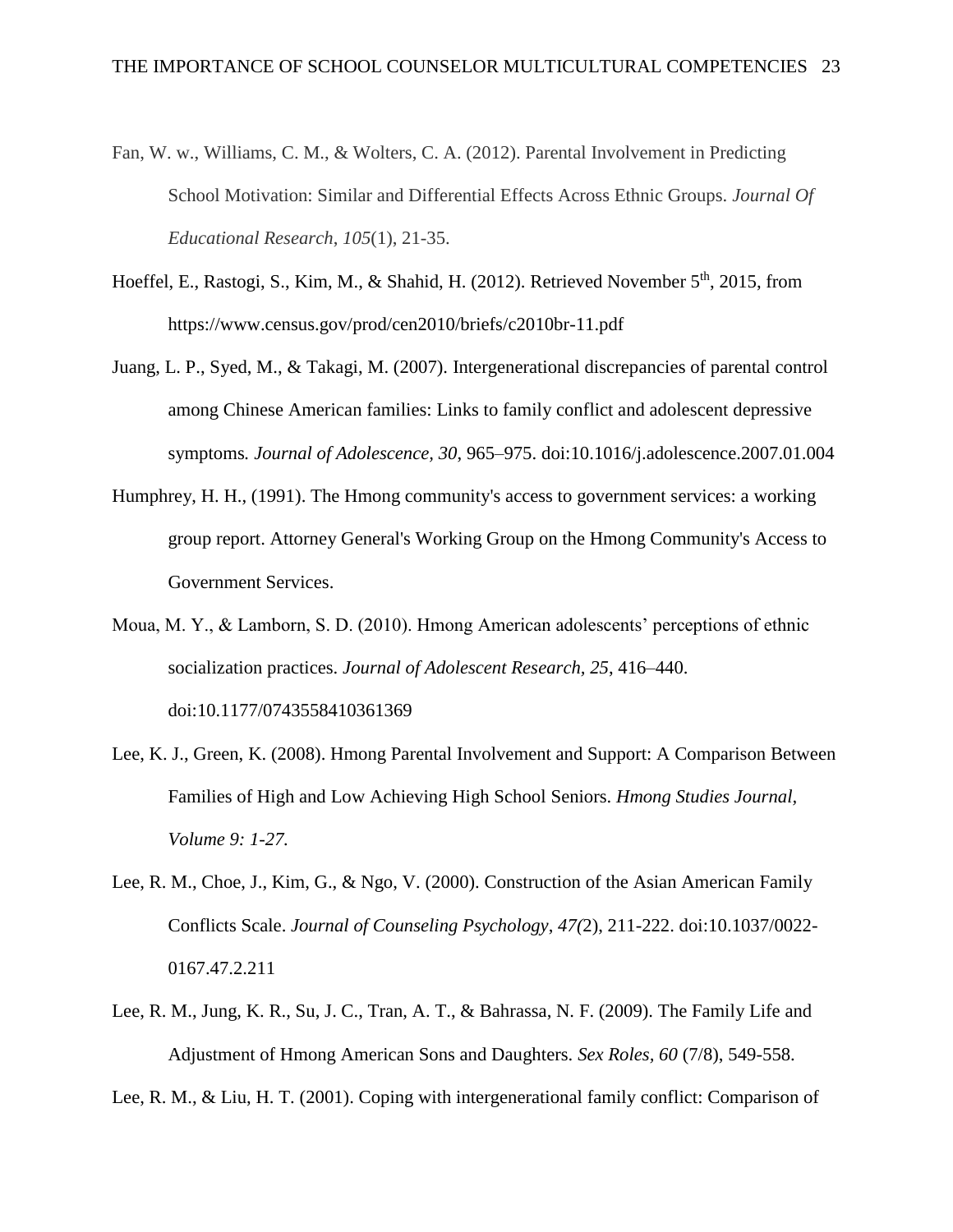Fan, W. w., Williams, C. M., & Wolters, C. A. (2012). Parental Involvement in Predicting School Motivation: Similar and Differential Effects Across Ethnic Groups. *Journal Of Educational Research*, *105*(1), 21-35.

Hoeffel, E., Rastogi, S., Kim, M., & Shahid, H. (2012). Retrieved November 5th, 2015, from https://www.census.gov/prod/cen2010/briefs/c2010br-11.pdf

Juang, L. P., Syed, M., & Takagi, M. (2007). Intergenerational discrepancies of parental control among Chinese American families: Links to family conflict and adolescent depressive symptoms*. Journal of Adolescence, 30*, 965–975. doi:10.1016/j.adolescence.2007.01.004

Humphrey, H. H., (1991). The Hmong community's access to government services: a working group report. Attorney General's Working Group on the Hmong Community's Access to Government Services.

Moua, M. Y., & Lamborn, S. D. (2010). Hmong American adolescents' perceptions of ethnic socialization practices. *Journal of Adolescent Research, 25*, 416–440. doi:10.1177/0743558410361369

Lee, K. J., Green, K. (2008). Hmong Parental Involvement and Support: A Comparison Between Families of High and Low Achieving High School Seniors. *Hmong Studies Journal, Volume 9: 1-27.*

Lee, R. M., Choe, J., Kim, G., & Ngo, V. (2000). Construction of the Asian American Family Conflicts Scale. *Journal of Counseling Psychology*, *47(*2), 211-222. doi:10.1037/0022-0167.47.2.211

Lee, R. M., Jung, K. R., Su, J. C., Tran, A. T., & Bahrassa, N. F. (2009). The Family Life and Adjustment of Hmong American Sons and Daughters. *Sex Roles, 60* (7/8), 549-558.

Lee, R. M., & Liu, H. T. (2001). Coping with intergenerational family conflict: Comparison of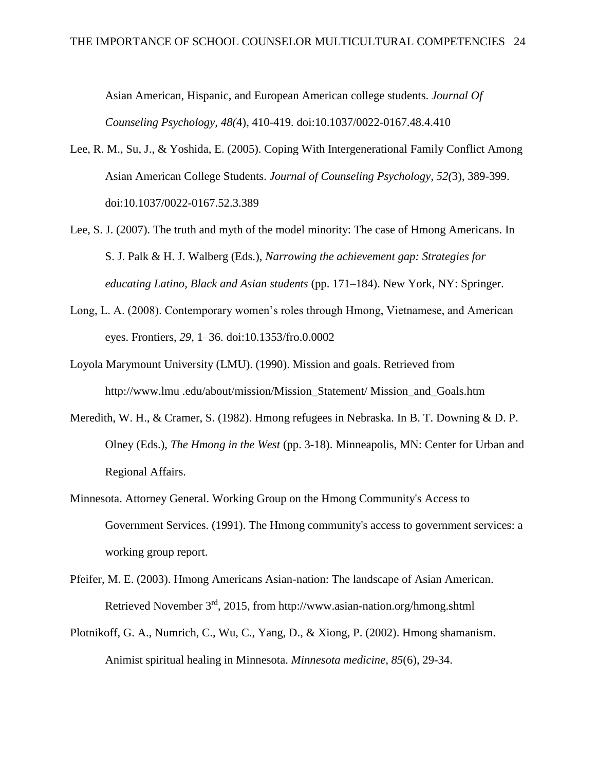Asian American, Hispanic, and European American college students. *Journal Of Counseling Psychology, 48(*4), 410-419. doi:10.1037/0022-0167.48.4.410

Lee, R. M., Su, J., & Yoshida, E. (2005). Coping With Intergenerational Family Conflict Among Asian American College Students. *Journal of Counseling Psychology, 52(*3), 389-399. doi:10.1037/0022-0167.52.3.389

Lee, S. J. (2007). The truth and myth of the model minority: The case of Hmong Americans. In S. J. Palk & H. J. Walberg (Eds.), *Narrowing the achievement gap: Strategies for educating Latino, Black and Asian students* (pp. 171–184). New York, NY: Springer.

Long, L. A. (2008). Contemporary women's roles through Hmong, Vietnamese, and American eyes. Frontiers, *29*, 1–36. doi:10.1353/fro.0.0002

Loyola Marymount University (LMU). (1990). Mission and goals. Retrieved from http://www.lmu .edu/about/mission/Mission_Statement/ Mission_and_Goals.htm

Meredith, W. H., & Cramer, S. (1982). Hmong refugees in Nebraska. In B. T. Downing & D. P. Olney (Eds.), *The Hmong in the West* (pp. 3-18). Minneapolis, MN: Center for Urban and Regional Affairs.

Minnesota. Attorney General. Working Group on the Hmong Community's Access to Government Services. (1991). The Hmong community's access to government services: a working group report.

Pfeifer, M. E. (2003). Hmong Americans Asian-nation: The landscape of Asian American. Retrieved November 3rd, 2015, from http://www.asian-nation.org/hmong.shtml

Plotnikoff, G. A., Numrich, C., Wu, C., Yang, D., & Xiong, P. (2002). Hmong shamanism. Animist spiritual healing in Minnesota. *Minnesota medicine*, *85*(6), 29-34.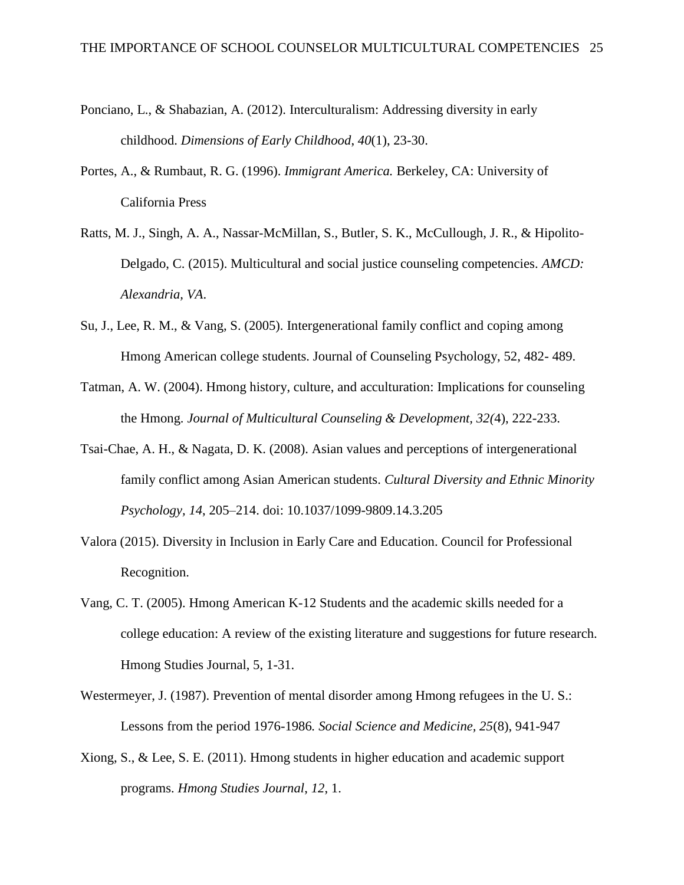Ponciano, L., & Shabazian, A. (2012). Interculturalism: Addressing diversity in early childhood. *Dimensions of Early Childhood*, *40*(1), 23-30.

Portes, A., & Rumbaut, R. G. (1996). *Immigrant America.* Berkeley, CA: University of California Press

Ratts, M. J., Singh, A. A., Nassar-McMillan, S., Butler, S. K., McCullough, J. R., & Hipolito-Delgado, C. (2015). Multicultural and social justice counseling competencies. *AMCD: Alexandria, VA*.

Su, J., Lee, R. M., & Vang, S. (2005). Intergenerational family conflict and coping among Hmong American college students. Journal of Counseling Psychology, 52, 482- 489.

Tatman, A. W. (2004). Hmong history, culture, and acculturation: Implications for counseling the Hmong. *Journal of Multicultural Counseling & Development, 32(*4), 222-233.

Tsai-Chae, A. H., & Nagata, D. K. (2008). Asian values and perceptions of intergenerational family conflict among Asian American students. *Cultural Diversity and Ethnic Minority Psychology, 14*, 205–214. doi: 10.1037/1099-9809.14.3.205

Valora (2015). Diversity in Inclusion in Early Care and Education. Council for Professional Recognition.

Vang, C. T. (2005). Hmong American K-12 Students and the academic skills needed for a college education: A review of the existing literature and suggestions for future research. Hmong Studies Journal, 5, 1-31.

Westermeyer, J. (1987). Prevention of mental disorder among Hmong refugees in the U. S.: Lessons from the period 1976-1986*. Social Science and Medicine, 25*(8), 941-947

Xiong, S., & Lee, S. E. (2011). Hmong students in higher education and academic support programs. *Hmong Studies Journal*, *12*, 1.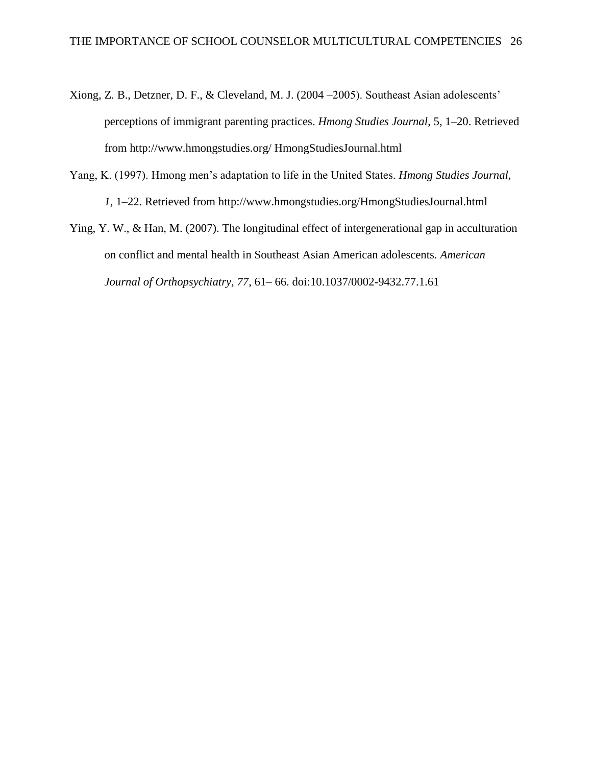Xiong, Z. B., Detzner, D. F., & Cleveland, M. J. (2004 –2005). Southeast Asian adolescents' perceptions of immigrant parenting practices. *Hmong Studies Journal*, 5, 1–20. Retrieved from http://www.hmongstudies.org/ HmongStudiesJournal.html

Yang, K. (1997). Hmong men's adaptation to life in the United States. *Hmong Studies Journal, 1*, 1–22. Retrieved from http://www.hmongstudies.org/HmongStudiesJournal.html

Ying, Y. W., & Han, M. (2007). The longitudinal effect of intergenerational gap in acculturation on conflict and mental health in Southeast Asian American adolescents. *American Journal of Orthopsychiatry, 77*, 61– 66. doi:10.1037/0002-9432.77.1.61